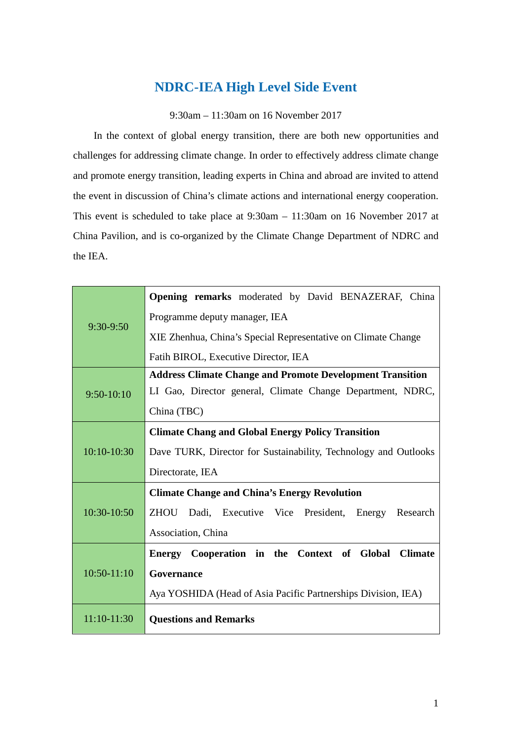# NDRC-IEA High Level Side Event

9:30am – 11:30am on 16 November 2017

In the context of global energy transition, there are both new opportunities and challenges for addressing climate change. In order to effectively address climate change and promote energy transition, leading experts in China and abroad are invited to attend the event in discussion of China's climate actions and international energy cooperation. This event is scheduled to take place at 9:30am – 11:30am on 16 November 2017 at China Pavilion, and is co-organized by the Climate Change Department of NDRC and the IEA.

| Time | Session |
| --- | --- |
| 9:30-9:50 | **Opening remarks** moderated by David BENAZERAF, China Programme deputy manager, IEA<br>XIE Zhenhua, China's Special Representative on Climate Change<br>Fatih BIROL, Executive Director, IEA |
| 9:50-10:10 | **Address Climate Change and Promote Development Transition**<br>LI Gao, Director general, Climate Change Department, NDRC, China (TBC) |
| 10:10-10:30 | **Climate Chang and Global Energy Policy Transition**<br>Dave TURK, Director for Sustainability, Technology and Outlooks Directorate, IEA |
| 10:30-10:50 | **Climate Change and China's Energy Revolution**<br>ZHOU Dadi, Executive Vice President, Energy Research Association, China |
| 10:50-11:10 | **Energy Cooperation in the Context of Global Climate Governance**<br>Aya YOSHIDA (Head of Asia Pacific Partnerships Division, IEA) |
| 11:10-11:30 | **Questions and Remarks** |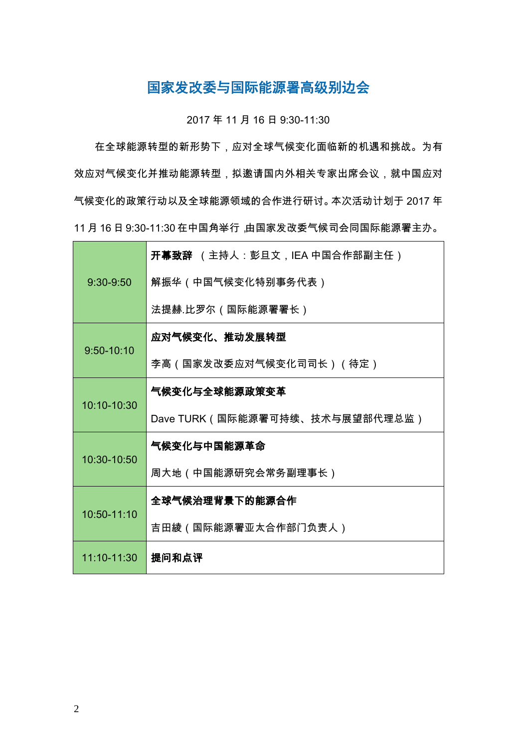# 国家发改委与国际能源署高级别边会

2017 年 11 月 16 日 9:30-11:30

在全球能源转型的新形势下，应对全球气候变化面临新的机遇和挑战。为有效应对气候变化并推动能源转型，拟邀请国内外相关专家出席会议，就中国应对气候变化的政策行动以及全球能源领域的合作进行研讨。本次活动计划于 2017 年 11 月 16 日 9:30-11:30 在中国角举行 ,由国家发改委气候司会同国际能源署主办。

| | |
|---|---|
| 9:30-9:50 | **开幕致辞** （主持人：彭旦文，IEA 中国合作部副主任）<br>解振华（中国气候变化特别事务代表）<br>法提赫.比罗尔（国际能源署署长） |
| 9:50-10:10 | **应对气候变化、推动发展转型**<br>李高（国家发改委应对气候变化司司长）（待定） |
| 10:10-10:30 | **气候变化与全球能源政策变革**<br>Dave TURK（国际能源署可持续、技术与展望部代理总监） |
| 10:30-10:50 | **气候变化与中国能源革命**<br>周大地（中国能源研究会常务副理事长） |
| 10:50-11:10 | **全球气候治理背景下的能源合作**<br>吉田綾（国际能源署亚太合作部门负责人） |
| 11:10-11:30 | **提问和点评** |